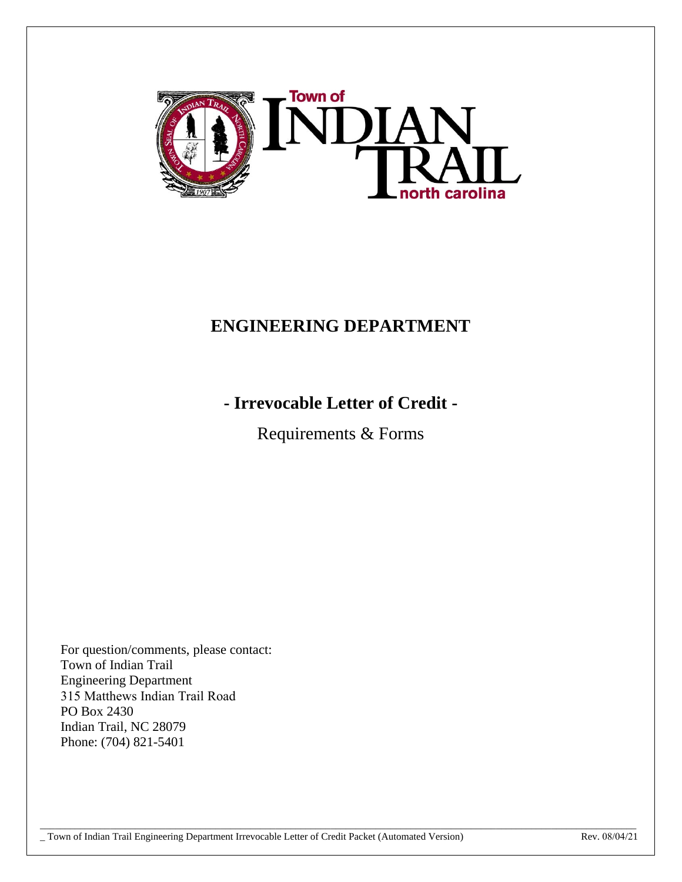# ENGINEERING DEPARTMENT

## - Irrevocable Letter of Credit -

Requirements & Forms

For question/comments, please contact:
Town of Indian Trail
Engineering Department
315 Matthews Indian Trail Road
PO Box 2430
Indian Trail, NC 28079
Phone: (704) 821-5401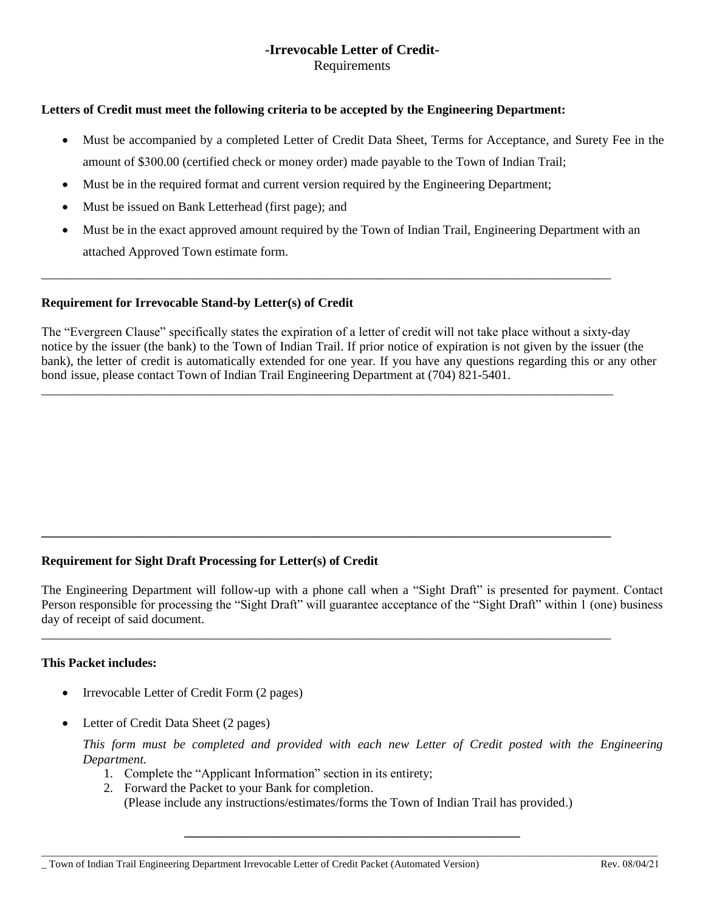# -Irrevocable Letter of Credit-

Requirements

**Letters of Credit must meet the following criteria to be accepted by the Engineering Department:**

- Must be accompanied by a completed Letter of Credit Data Sheet, Terms for Acceptance, and Surety Fee in the amount of $300.00 (certified check or money order) made payable to the Town of Indian Trail;
- Must be in the required format and current version required by the Engineering Department;
- Must be issued on Bank Letterhead (first page); and
- Must be in the exact approved amount required by the Town of Indian Trail, Engineering Department with an attached Approved Town estimate form.

---

**Requirement for Irrevocable Stand-by Letter(s) of Credit**

The "Evergreen Clause" specifically states the expiration of a letter of credit will not take place without a sixty-day notice by the issuer (the bank) to the Town of Indian Trail. If prior notice of expiration is not given by the issuer (the bank), the letter of credit is automatically extended for one year. If you have any questions regarding this or any other bond issue, please contact Town of Indian Trail Engineering Department at (704) 821-5401.

---

---

**Requirement for Sight Draft Processing for Letter(s) of Credit**

The Engineering Department will follow-up with a phone call when a "Sight Draft" is presented for payment. Contact Person responsible for processing the "Sight Draft" will guarantee acceptance of the "Sight Draft" within 1 (one) business day of receipt of said document.

---

**This Packet includes:**

- Irrevocable Letter of Credit Form (2 pages)
- Letter of Credit Data Sheet (2 pages)

  *This form must be completed and provided with each new Letter of Credit posted with the Engineering Department.*

  1. Complete the "Applicant Information" section in its entirety;
  2. Forward the Packet to your Bank for completion.
     (Please include any instructions/estimates/forms the Town of Indian Trail has provided.)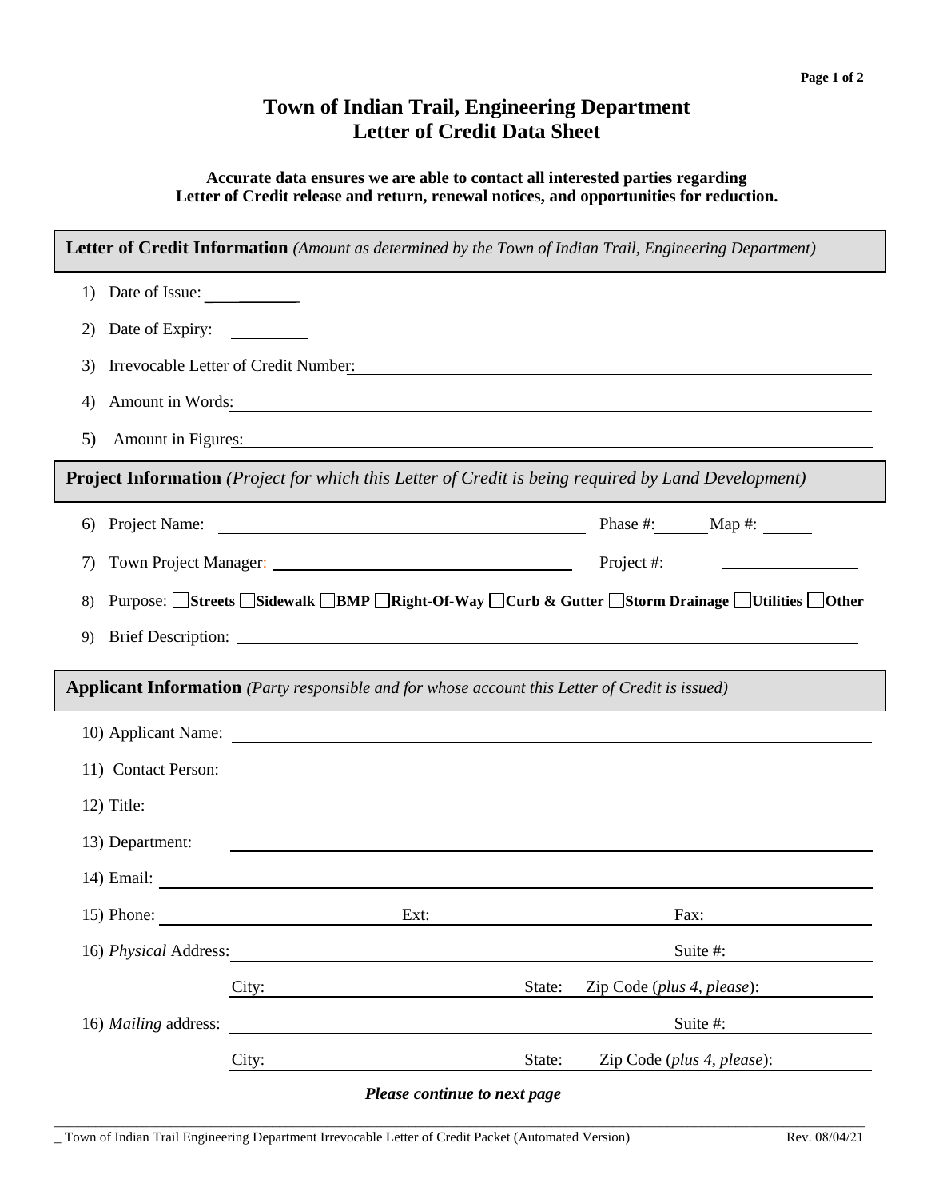# Town of Indian Trail, Engineering Department
# Letter of Credit Data Sheet

**Accurate data ensures we are able to contact all interested parties regarding Letter of Credit release and return, renewal notices, and opportunities for reduction.**

## Letter of Credit Information *(Amount as determined by the Town of Indian Trail, Engineering Department)*

1) Date of Issue: ____________

2) Date of Expiry: ____________

3) Irrevocable Letter of Credit Number: ____________

4) Amount in Words: ____________

5) Amount in Figures: ____________

## Project Information *(Project for which this Letter of Credit is being required by Land Development)*

6) Project Name: ____________ Phase #: ______ Map #: ______

7) Town Project Manager: ____________ Project #: ____________

8) Purpose: ☐ **Streets** ☐ **Sidewalk** ☐ **BMP** ☐ **Right-Of-Way** ☐ **Curb & Gutter** ☐ **Storm Drainage** ☐ **Utilities** ☐ **Other**

9) Brief Description: ____________

## Applicant Information *(Party responsible and for whose account this Letter of Credit is issued)*

10) Applicant Name: ____________

11) Contact Person: ____________

12) Title: ____________

13) Department: ____________

14) Email: ____________

15) Phone: ____________ Ext: ____________ Fax: ____________

16) *Physical* Address: ____________ Suite #: ____________

City: ____________ State: ______ Zip Code (*plus 4, please*): ____________

16) *Mailing* address: ____________ Suite #: ____________

City: ____________ State: ______ Zip Code (*plus 4, please*): ____________

***Please continue to next page***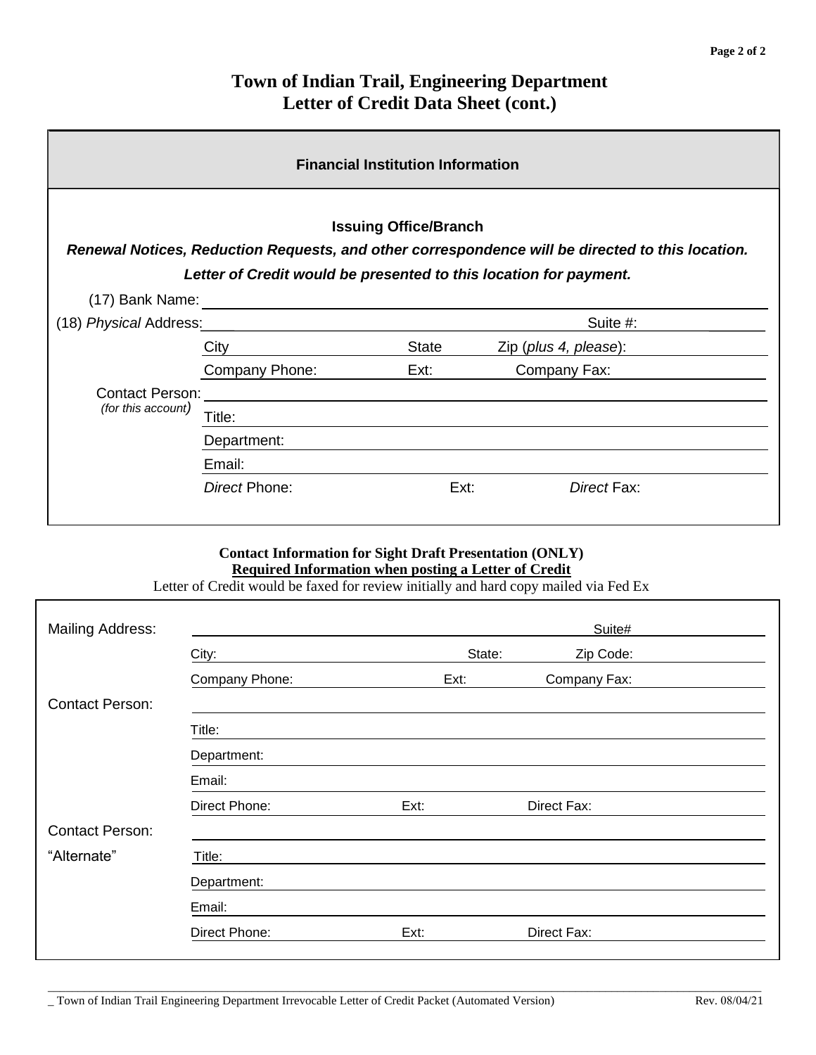# Town of Indian Trail, Engineering Department
# Letter of Credit Data Sheet (cont.)

## Financial Institution Information

### Issuing Office/Branch

***Renewal Notices, Reduction Requests, and other correspondence will be directed to this location.***

***Letter of Credit would be presented to this location for payment.***

(17) Bank Name: ____________________

(18) *Physical* Address: ____________________ Suite #: ____________________

City ____________________ State ____________________ Zip (*plus 4, please*): ____________________

Company Phone: ____________________ Ext: ____________________ Company Fax: ____________________

Contact Person: ____________________
*(for this account)*

Title: ____________________

Department: ____________________

Email: ____________________

*Direct* Phone: ____________________ Ext: ____________________ *Direct* Fax: ____________________

**Contact Information for Sight Draft Presentation (ONLY)**

**Required Information when posting a Letter of Credit**

Letter of Credit would be faxed for review initially and hard copy mailed via Fed Ex

Mailing Address: ____________________ Suite# ____________________

City: ____________________ State: ____________________ Zip Code: ____________________

Company Phone: ____________________ Ext: ____________________ Company Fax: ____________________

Contact Person: ____________________

Title: ____________________

Department: ____________________

Email: ____________________

Direct Phone: ____________________ Ext: ____________________ Direct Fax: ____________________

Contact Person: ____________________

"Alternate"

Title: ____________________

Department: ____________________

Email: ____________________

Direct Phone: ____________________ Ext: ____________________ Direct Fax: ____________________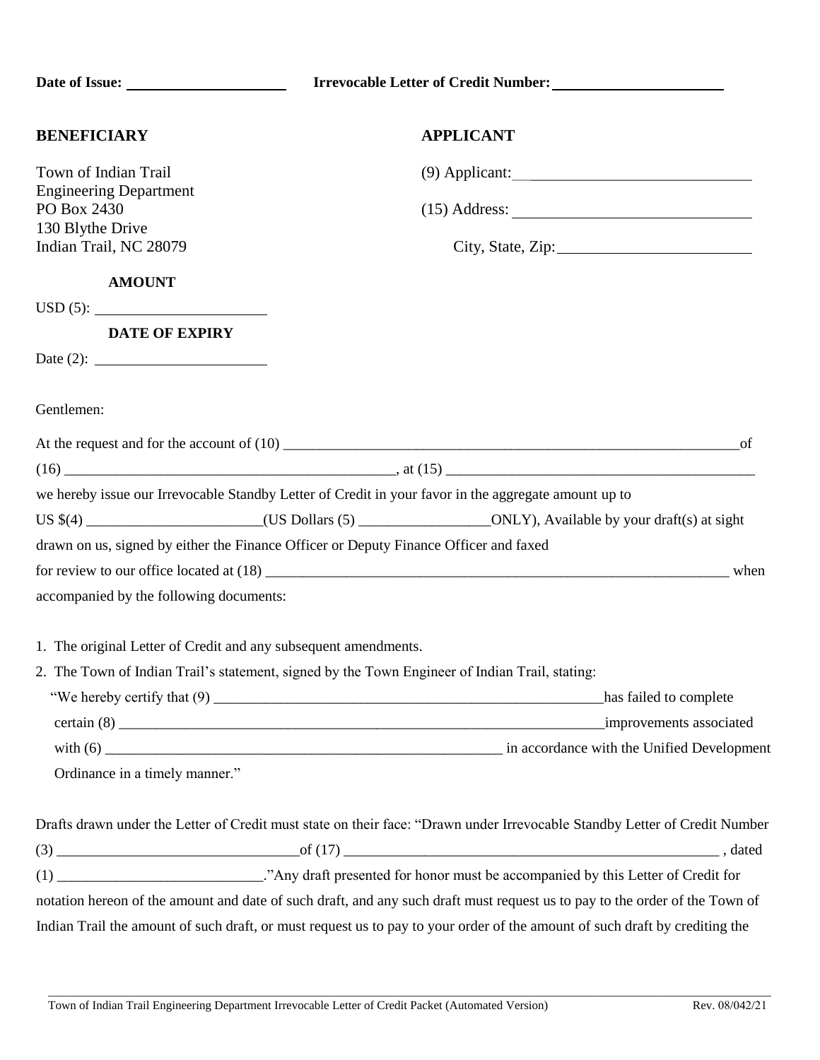**Date of Issue:** ____________________ **Irrevocable Letter of Credit Number:** ______________________

**BENEFICIARY**

Town of Indian Trail
Engineering Department
PO Box 2430
130 Blythe Drive
Indian Trail, NC 28079

**APPLICANT**

(9) Applicant: ______________________________

(15) Address: ______________________________

City, State, Zip: ________________________

**AMOUNT**

USD (5): ______________________

**DATE OF EXPIRY**

Date (2): ______________________

Gentlemen:

At the request and for the account of (10) _________________________________________________________________of (16) _____________________________________________, at (15) __________________________________________ we hereby issue our Irrevocable Standby Letter of Credit in your favor in the aggregate amount up to US $(4) _______________________(US Dollars (5) _________________ONLY), Available by your draft(s) at sight drawn on us, signed by either the Finance Officer or Deputy Finance Officer and faxed for review to our office located at (18) _________________________________________________________________ when accompanied by the following documents:

1. The original Letter of Credit and any subsequent amendments.
2. The Town of Indian Trail's statement, signed by the Town Engineer of Indian Trail, stating:
   "We hereby certify that (9) _______________________________________________________has failed to complete certain (8) _____________________________________________________________________improvements associated with (6) ________________________________________________________ in accordance with the Unified Development Ordinance in a timely manner."

Drafts drawn under the Letter of Credit must state on their face: "Drawn under Irrevocable Standby Letter of Credit Number (3) ________________________________of (17) ____________________________________________________ , dated (1) ___________________________."Any draft presented for honor must be accompanied by this Letter of Credit for notation hereon of the amount and date of such draft, and any such draft must request us to pay to the order of the Town of Indian Trail the amount of such draft, or must request us to pay to your order of the amount of such draft by crediting the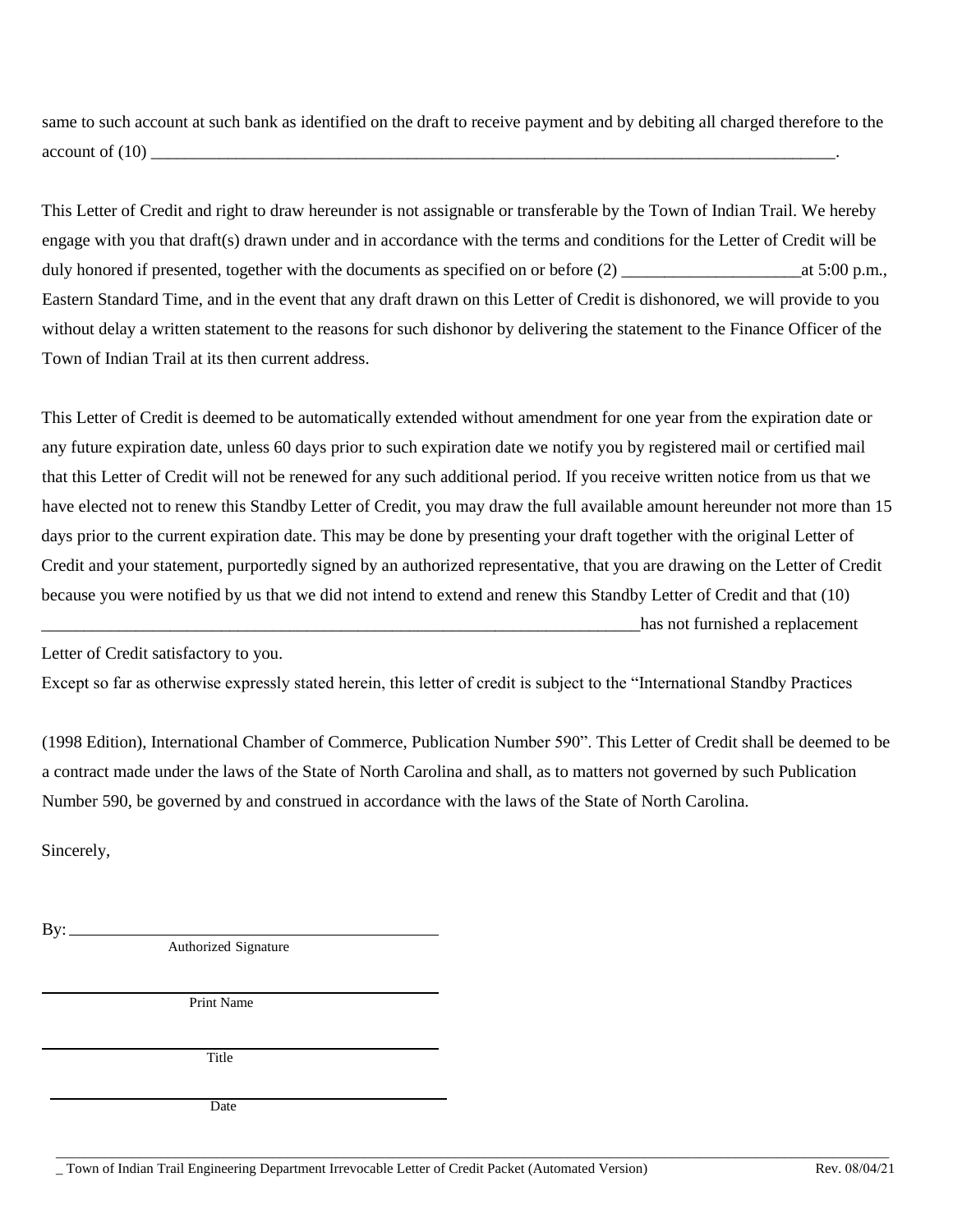same to such account at such bank as identified on the draft to receive payment and by debiting all charged therefore to the account of (10) ________________________________________________________________________________.

This Letter of Credit and right to draw hereunder is not assignable or transferable by the Town of Indian Trail. We hereby engage with you that draft(s) drawn under and in accordance with the terms and conditions for the Letter of Credit will be duly honored if presented, together with the documents as specified on or before (2) _____________________at 5:00 p.m., Eastern Standard Time, and in the event that any draft drawn on this Letter of Credit is dishonored, we will provide to you without delay a written statement to the reasons for such dishonor by delivering the statement to the Finance Officer of the Town of Indian Trail at its then current address.

This Letter of Credit is deemed to be automatically extended without amendment for one year from the expiration date or any future expiration date, unless 60 days prior to such expiration date we notify you by registered mail or certified mail that this Letter of Credit will not be renewed for any such additional period. If you receive written notice from us that we have elected not to renew this Standby Letter of Credit, you may draw the full available amount hereunder not more than 15 days prior to the current expiration date. This may be done by presenting your draft together with the original Letter of Credit and your statement, purportedly signed by an authorized representative, that you are drawing on the Letter of Credit because you were notified by us that we did not intend to extend and renew this Standby Letter of Credit and that (10) ________________________________________________________________________has not furnished a replacement Letter of Credit satisfactory to you.

Except so far as otherwise expressly stated herein, this letter of credit is subject to the "International Standby Practices

(1998 Edition), International Chamber of Commerce, Publication Number 590". This Letter of Credit shall be deemed to be a contract made under the laws of the State of North Carolina and shall, as to matters not governed by such Publication Number 590, be governed by and construed in accordance with the laws of the State of North Carolina.

Sincerely,

By: ____________________________________________
Authorized Signature

____________________________________________
Print Name

____________________________________________
Title

____________________________________________
Date